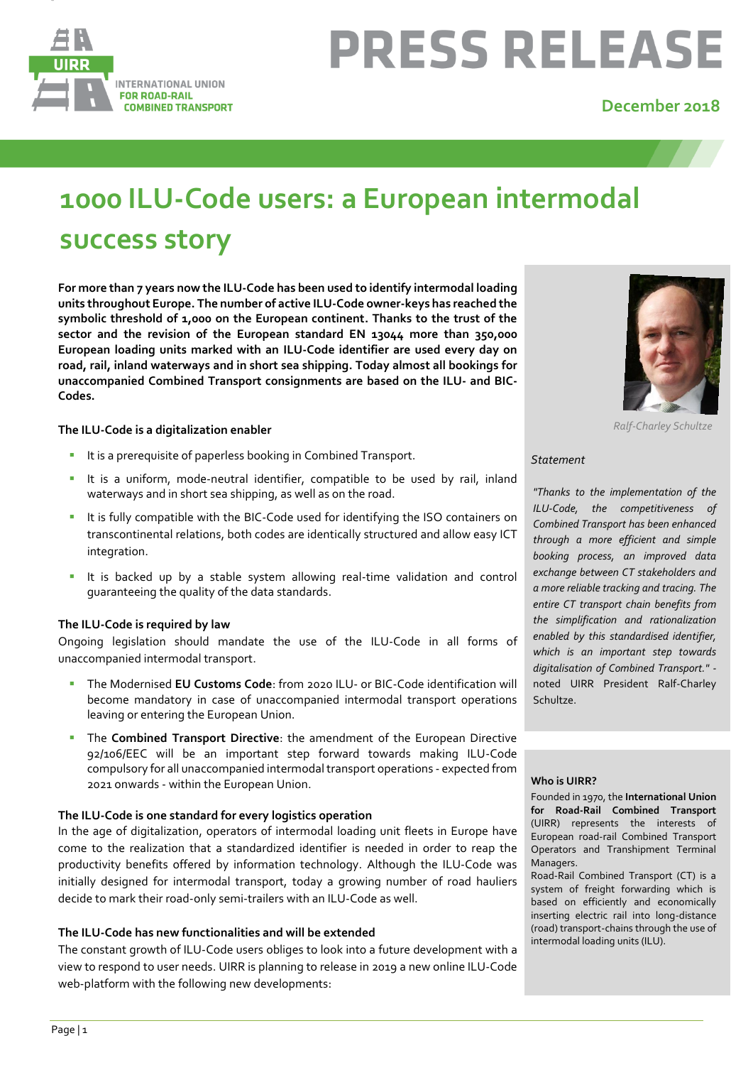# PRESS RELEASE

**December 2018**

## 1000 ILU-Code users: a European intermodal success story

**For more than 7 years now the ILU-Code has been used to identify intermodal loading units throughout Europe. The number of active ILU-Code owner-keys has reached the symbolic threshold of 1,000 on the European continent. Thanks to the trust of the sector and the revision of the European standard EN 13044 more than 350,000 European loading units marked with an ILU-Code identifier are used every day on road, rail, inland waterways and in short sea shipping. Today almost all bookings for unaccompanied Combined Transport consignments are based on the ILU- and BIC-Codes.**

### The ILU-Code is a digitalization enabler

- It is a prerequisite of paperless booking in Combined Transport.
- It is a uniform, mode-neutral identifier, compatible to be used by rail, inland waterways and in short sea shipping, as well as on the road.
- It is fully compatible with the BIC-Code used for identifying the ISO containers on transcontinental relations, both codes are identically structured and allow easy ICT integration.
- It is backed up by a stable system allowing real-time validation and control guaranteeing the quality of the data standards.

### The ILU-Code is required by law

Ongoing legislation should mandate the use of the ILU-Code in all forms of unaccompanied intermodal transport.

- The Modernised **EU Customs Code**: from 2020 ILU- or BIC-Code identification will become mandatory in case of unaccompanied intermodal transport operations leaving or entering the European Union.
- The **Combined Transport Directive**: the amendment of the European Directive 92/106/EEC will be an important step forward towards making ILU-Code compulsory for all unaccompanied intermodal transport operations - expected from 2021 onwards - within the European Union.

### The ILU-Code is one standard for every logistics operation

In the age of digitalization, operators of intermodal loading unit fleets in Europe have come to the realization that a standardized identifier is needed in order to reap the productivity benefits offered by information technology. Although the ILU-Code was initially designed for intermodal transport, today a growing number of road hauliers decide to mark their road-only semi-trailers with an ILU-Code as well.

### The ILU-Code has new functionalities and will be extended

The constant growth of ILU-Code users obliges to look into a future development with a view to respond to user needs. UIRR is planning to release in 2019 a new online ILU-Code web-platform with the following new developments:

*Ralf-Charley Schultze*

*Statement*

*"Thanks to the implementation of the ILU-Code, the competitiveness of Combined Transport has been enhanced through a more efficient and simple booking process, an improved data exchange between CT stakeholders and a more reliable tracking and tracing. The entire CT transport chain benefits from the simplification and rationalization enabled by this standardised identifier, which is an important step towards digitalisation of Combined Transport."* - noted UIRR President Ralf-Charley Schultze.

**Who is UIRR?**

Founded in 1970, the **International Union for Road-Rail Combined Transport** (UIRR) represents the interests of European road-rail Combined Transport Operators and Transhipment Terminal Managers.

Road-Rail Combined Transport (CT) is a system of freight forwarding which is based on efficiently and economically inserting electric rail into long-distance (road) transport-chains through the use of intermodal loading units (ILU).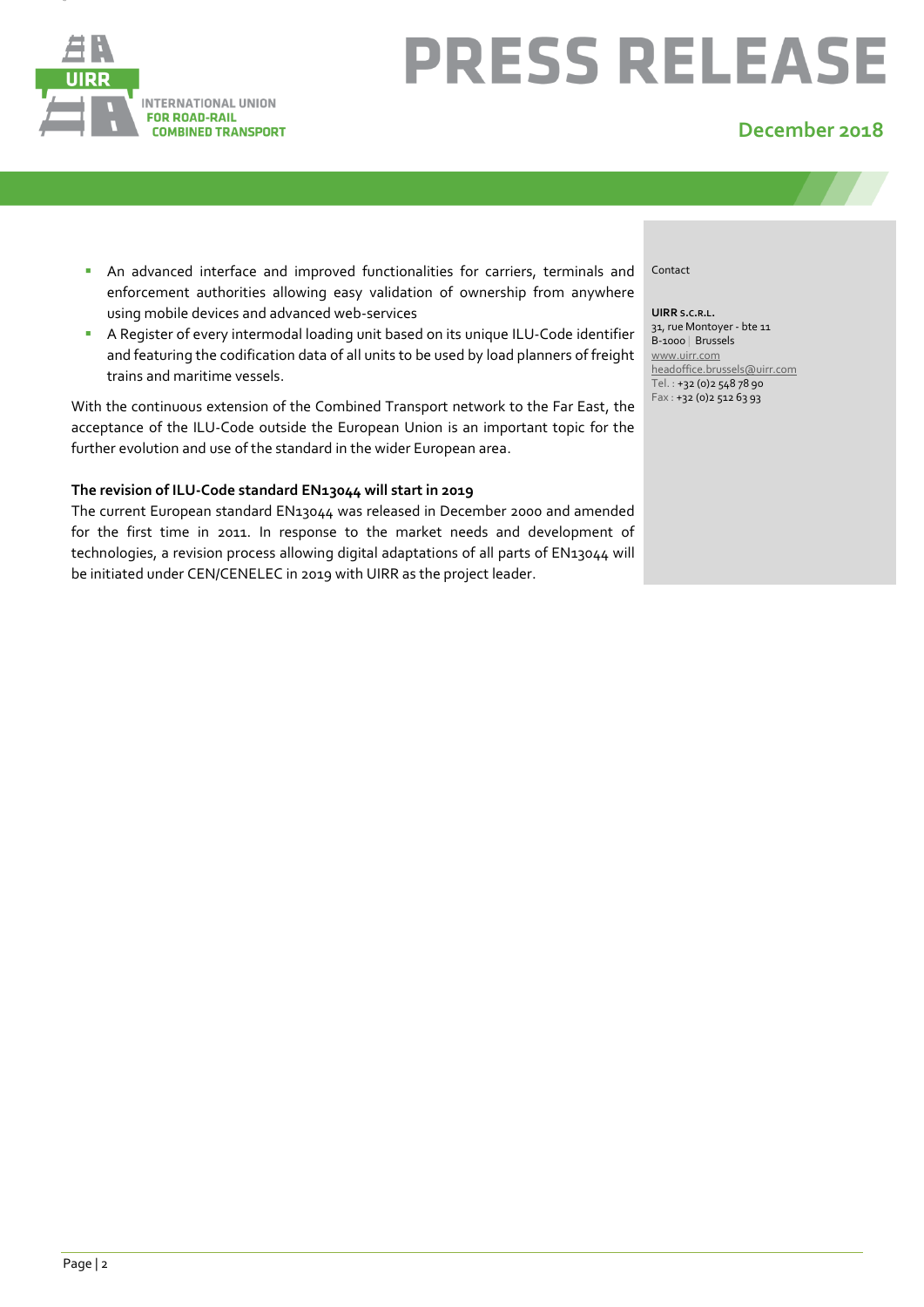# PRESS RELEASE

**December 2018**

- An advanced interface and improved functionalities for carriers, terminals and enforcement authorities allowing easy validation of ownership from anywhere using mobile devices and advanced web-services
- A Register of every intermodal loading unit based on its unique ILU-Code identifier and featuring the codification data of all units to be used by load planners of freight trains and maritime vessels.

With the continuous extension of the Combined Transport network to the Far East, the acceptance of the ILU-Code outside the European Union is an important topic for the further evolution and use of the standard in the wider European area.

**The revision of ILU-Code standard EN13044 will start in 2019**

The current European standard EN13044 was released in December 2000 and amended for the first time in 2011. In response to the market needs and development of technologies, a revision process allowing digital adaptations of all parts of EN13044 will be initiated under CEN/CENELEC in 2019 with UIRR as the project leader.

Contact

**UIRR S.C.R.L.**
31, rue Montoyer - bte 11
B-1000 | Brussels
www.uirr.com
headoffice.brussels@uirr.com
Tel. : +32 (0)2 548 78 90
Fax : +32 (0)2 512 63 93